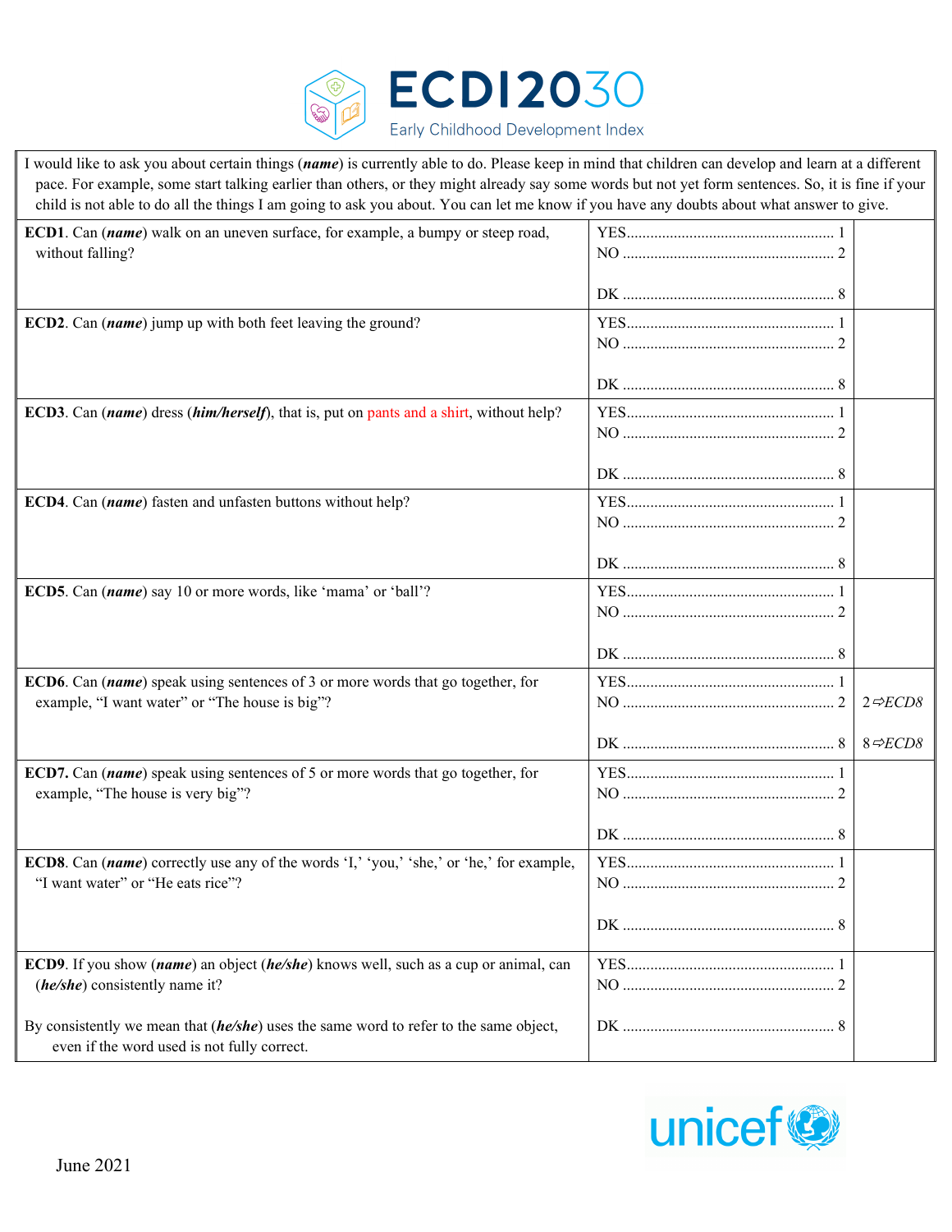# ECDI2030

Early Childhood Development Index

I would like to ask you about certain things (***name***) is currently able to do. Please keep in mind that children can develop and learn at a different pace. For example, some start talking earlier than others, or they might already say some words but not yet form sentences. So, it is fine if your child is not able to do all the things I am going to ask you about. You can let me know if you have any doubts about what answer to give.

| Question | Response | Skip |
|---|---|---|
| **ECD1**. Can (***name***) walk on an uneven surface, for example, a bumpy or steep road, without falling? | YES .... 1<br>NO .... 2<br><br>DK .... 8 | |
| **ECD2**. Can (***name***) jump up with both feet leaving the ground? | YES .... 1<br>NO .... 2<br><br>DK .... 8 | |
| **ECD3**. Can (***name***) dress (***him/herself***), that is, put on pants and a shirt, without help? | YES .... 1<br>NO .... 2<br><br>DK .... 8 | |
| **ECD4**. Can (***name***) fasten and unfasten buttons without help? | YES .... 1<br>NO .... 2<br><br>DK .... 8 | |
| **ECD5**. Can (***name***) say 10 or more words, like 'mama' or 'ball'? | YES .... 1<br>NO .... 2<br><br>DK .... 8 | |
| **ECD6**. Can (***name***) speak using sentences of 3 or more words that go together, for example, "I want water" or "The house is big"? | YES .... 1<br>NO .... 2<br><br>DK .... 8 | 2⇨*ECD8*<br><br>8⇨*ECD8* |
| **ECD7.** Can (***name***) speak using sentences of 5 or more words that go together, for example, "The house is very big"? | YES .... 1<br>NO .... 2<br><br>DK .... 8 | |
| **ECD8**. Can (***name***) correctly use any of the words 'I,' 'you,' 'she,' or 'he,' for example, "I want water" or "He eats rice"? | YES .... 1<br>NO .... 2<br><br>DK .... 8 | |
| **ECD9**. If you show (***name***) an object (***he/she***) knows well, such as a cup or animal, can (***he/she***) consistently name it?<br><br>By consistently we mean that (***he/she***) uses the same word to refer to the same object, even if the word used is not fully correct. | YES .... 1<br>NO .... 2<br><br>DK .... 8 | |

unicef

June 2021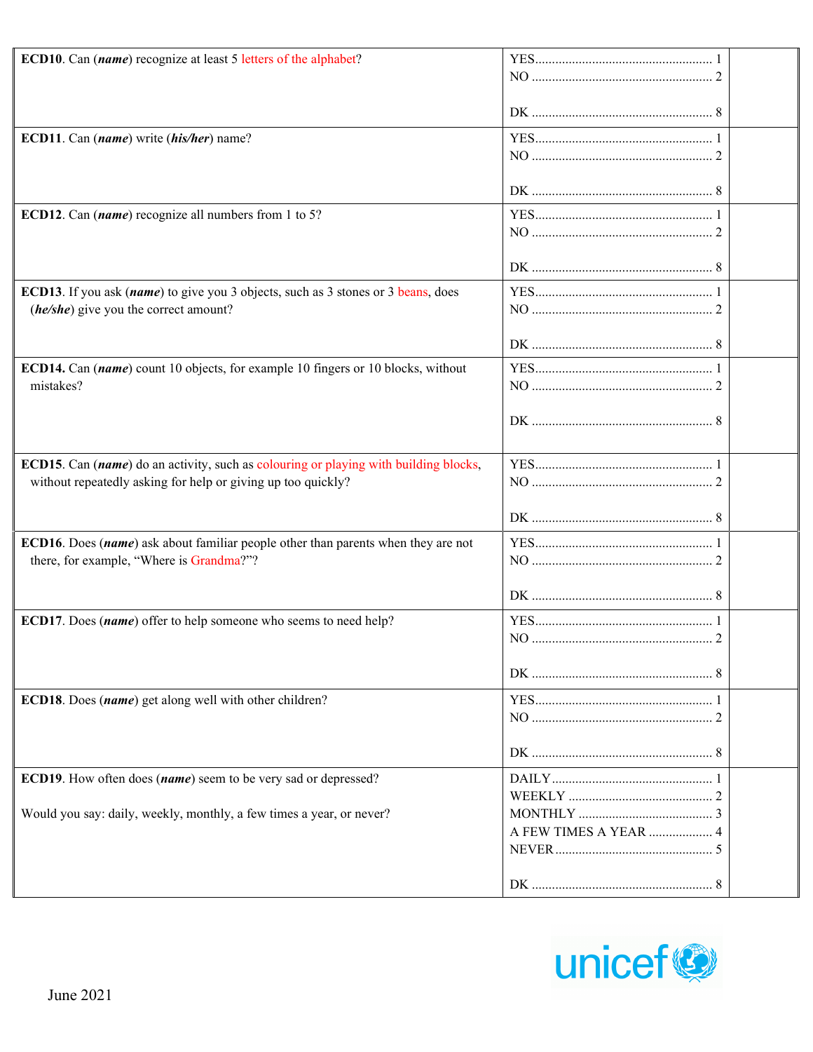| | | |
|---|---|---|
| **ECD10**. Can (***name***) recognize at least 5 letters of the alphabet? | YES ........ 1<br>NO ........ 2<br><br>DK ........ 8 | |
| **ECD11**. Can (***name***) write (***his/her***) name? | YES ........ 1<br>NO ........ 2<br><br>DK ........ 8 | |
| **ECD12**. Can (***name***) recognize all numbers from 1 to 5? | YES ........ 1<br>NO ........ 2<br><br>DK ........ 8 | |
| **ECD13**. If you ask (***name***) to give you 3 objects, such as 3 stones or 3 beans, does (***he/she***) give you the correct amount? | YES ........ 1<br>NO ........ 2<br><br>DK ........ 8 | |
| **ECD14.** Can (***name***) count 10 objects, for example 10 fingers or 10 blocks, without mistakes? | YES ........ 1<br>NO ........ 2<br><br>DK ........ 8 | |
| **ECD15**. Can (***name***) do an activity, such as colouring or playing with building blocks, without repeatedly asking for help or giving up too quickly? | YES ........ 1<br>NO ........ 2<br><br>DK ........ 8 | |
| **ECD16**. Does (***name***) ask about familiar people other than parents when they are not there, for example, "Where is Grandma?"? | YES ........ 1<br>NO ........ 2<br><br>DK ........ 8 | |
| **ECD17**. Does (***name***) offer to help someone who seems to need help? | YES ........ 1<br>NO ........ 2<br><br>DK ........ 8 | |
| **ECD18**. Does (***name***) get along well with other children? | YES ........ 1<br>NO ........ 2<br><br>DK ........ 8 | |
| **ECD19**. How often does (***name***) seem to be very sad or depressed?<br><br>Would you say: daily, weekly, monthly, a few times a year, or never? | DAILY ........ 1<br>WEEKLY ........ 2<br>MONTHLY ........ 3<br>A FEW TIMES A YEAR ........ 4<br>NEVER ........ 5<br><br>DK ........ 8 | |

unicef

June 2021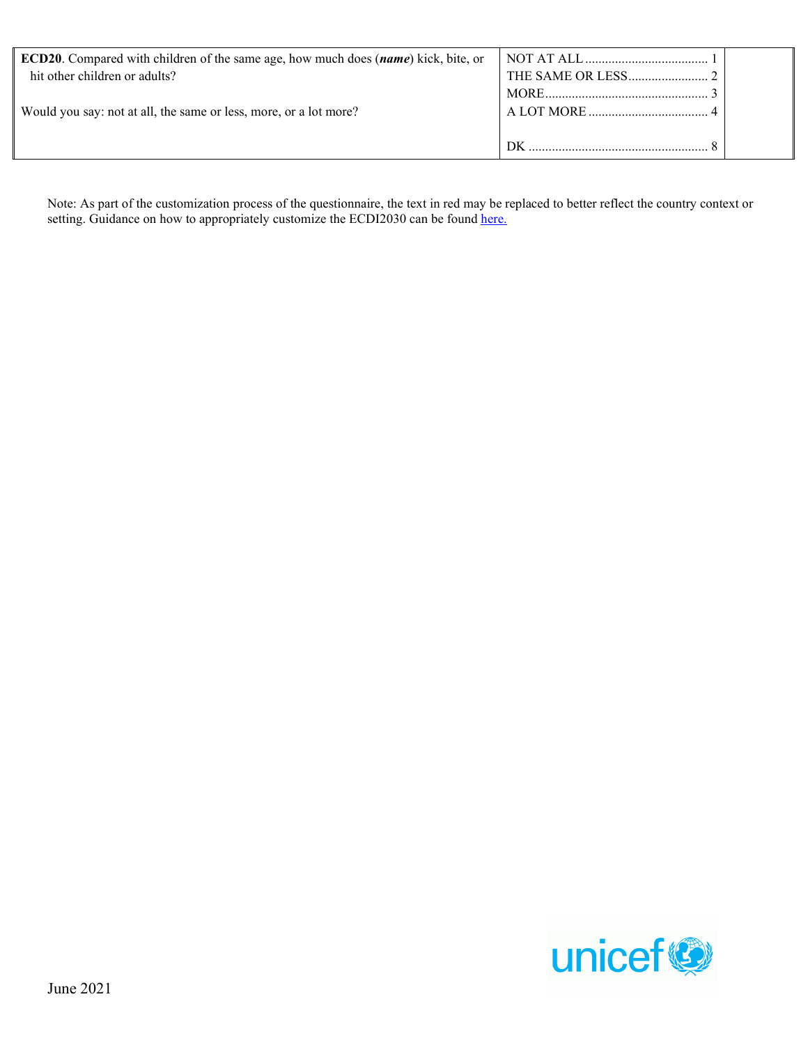| | | |
|---|---|---|
| **ECD20**. Compared with children of the same age, how much does (***name***) kick, bite, or hit other children or adults?<br><br>Would you say: not at all, the same or less, more, or a lot more? | NOT AT ALL ..................................... 1<br>THE SAME OR LESS........................ 2<br>MORE................................................ 3<br>A LOT MORE .................................... 4<br><br>DK ..................................................... 8 | |

Note: As part of the customization process of the questionnaire, the text in red may be replaced to better reflect the country context or setting. Guidance on how to appropriately customize the ECDI2030 can be found here.

unicef

June 2021